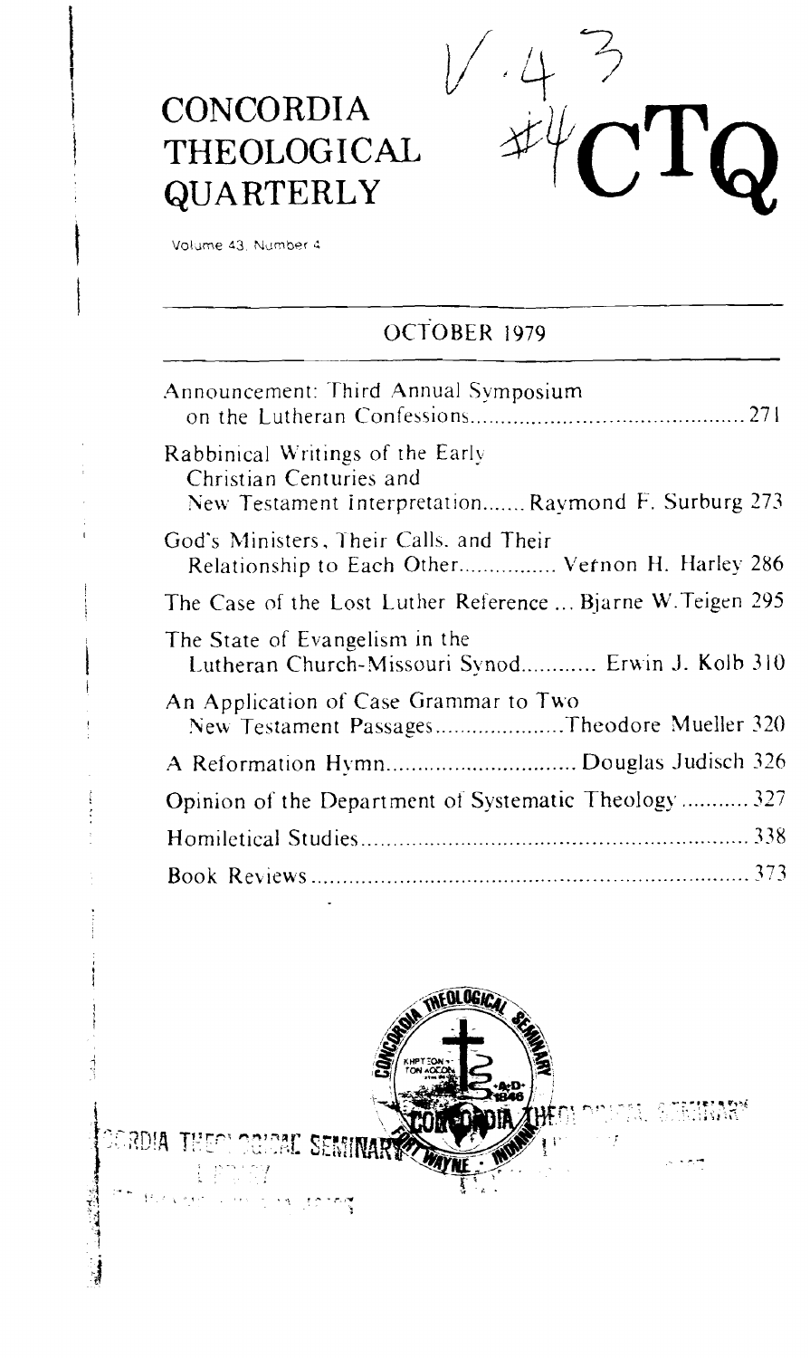# CONCORDIA THEOLOGICAL QUARTERLY

V. 43 #4

# CTQ

Volume 43, Number 4

## OCTOBER 1979

| | |
|---|---|
| Announcement: Third Annual Symposium on the Lutheran Confessions | 271 |
| Rabbinical Writings of the Early Christian Centuries and New Testament Interpretation....... Raymond F. Surburg | 273 |
| God's Ministers, Their Calls, and Their Relationship to Each Other................ Vernon H. Harley | 286 |
| The Case of the Lost Luther Reference ... Bjarne W. Teigen | 295 |
| The State of Evangelism in the Lutheran Church-Missouri Synod............ Erwin J. Kolb | 310 |
| An Application of Case Grammar to Two New Testament Passages.....................Theodore Mueller | 320 |
| A Reformation Hymn.............................. Douglas Judisch | 326 |
| Opinion of the Department of Systematic Theology | 327 |
| Homiletical Studies | 338 |
| Book Reviews | 373 |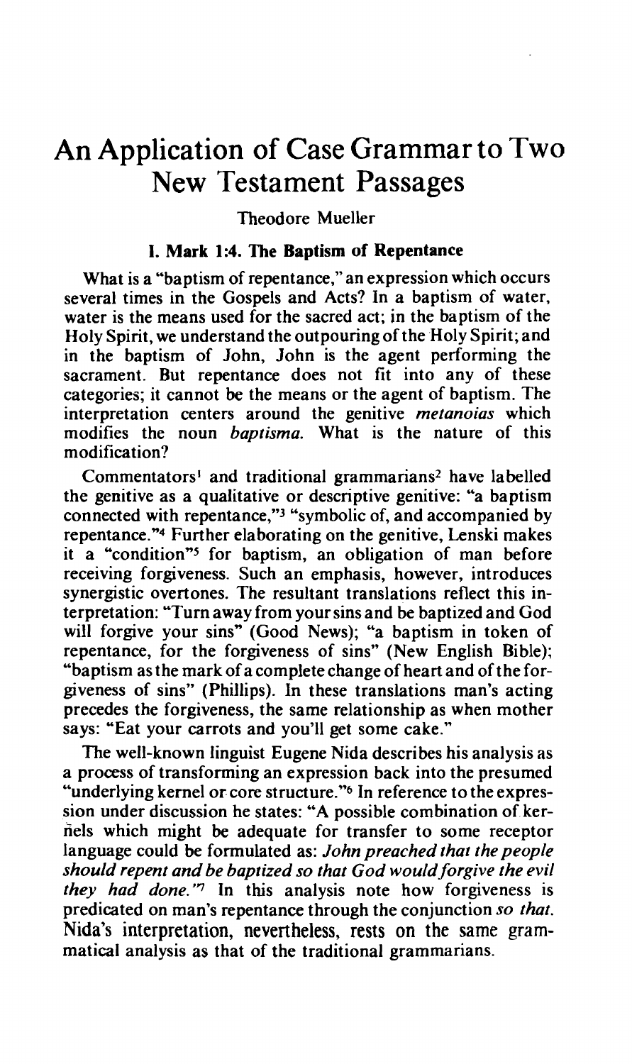# An Application of Case Grammar to Two New Testament Passages

Theodore Mueller

### I. Mark 1:4. The Baptism of Repentance

What is a "baptism of repentance," an expression which occurs several times in the Gospels and Acts? In a baptism of water, water is the means used for the sacred act; in the baptism of the Holy Spirit, we understand the outpouring of the Holy Spirit; and in the baptism of John, John is the agent performing the sacrament. But repentance does not fit into any of these categories; it cannot be the means or the agent of baptism. The interpretation centers around the genitive *metanoias* which modifies the noun *baptisma*. What is the nature of this modification?

Commentators[1] and traditional grammarians[2] have labelled the genitive as a qualitative or descriptive genitive: "a baptism connected with repentance,"[3] "symbolic of, and accompanied by repentance."[4] Further elaborating on the genitive, Lenski makes it a "condition"[5] for baptism, an obligation of man before receiving forgiveness. Such an emphasis, however, introduces synergistic overtones. The resultant translations reflect this interpretation: "Turn away from your sins and be baptized and God will forgive your sins" (Good News); "a baptism in token of repentance, for the forgiveness of sins" (New English Bible); "baptism as the mark of a complete change of heart and of the forgiveness of sins" (Phillips). In these translations man's acting precedes the forgiveness, the same relationship as when mother says: "Eat your carrots and you'll get some cake."

The well-known linguist Eugene Nida describes his analysis as a process of transforming an expression back into the presumed "underlying kernel or core structure."[6] In reference to the expression under discussion he states: "A possible combination of kernels which might be adequate for transfer to some receptor language could be formulated as: *John preached that the people should repent and be baptized so that God would forgive the evil they had done.*"[7] In this analysis note how forgiveness is predicated on man's repentance through the conjunction *so that*. Nida's interpretation, nevertheless, rests on the same grammatical analysis as that of the traditional grammarians.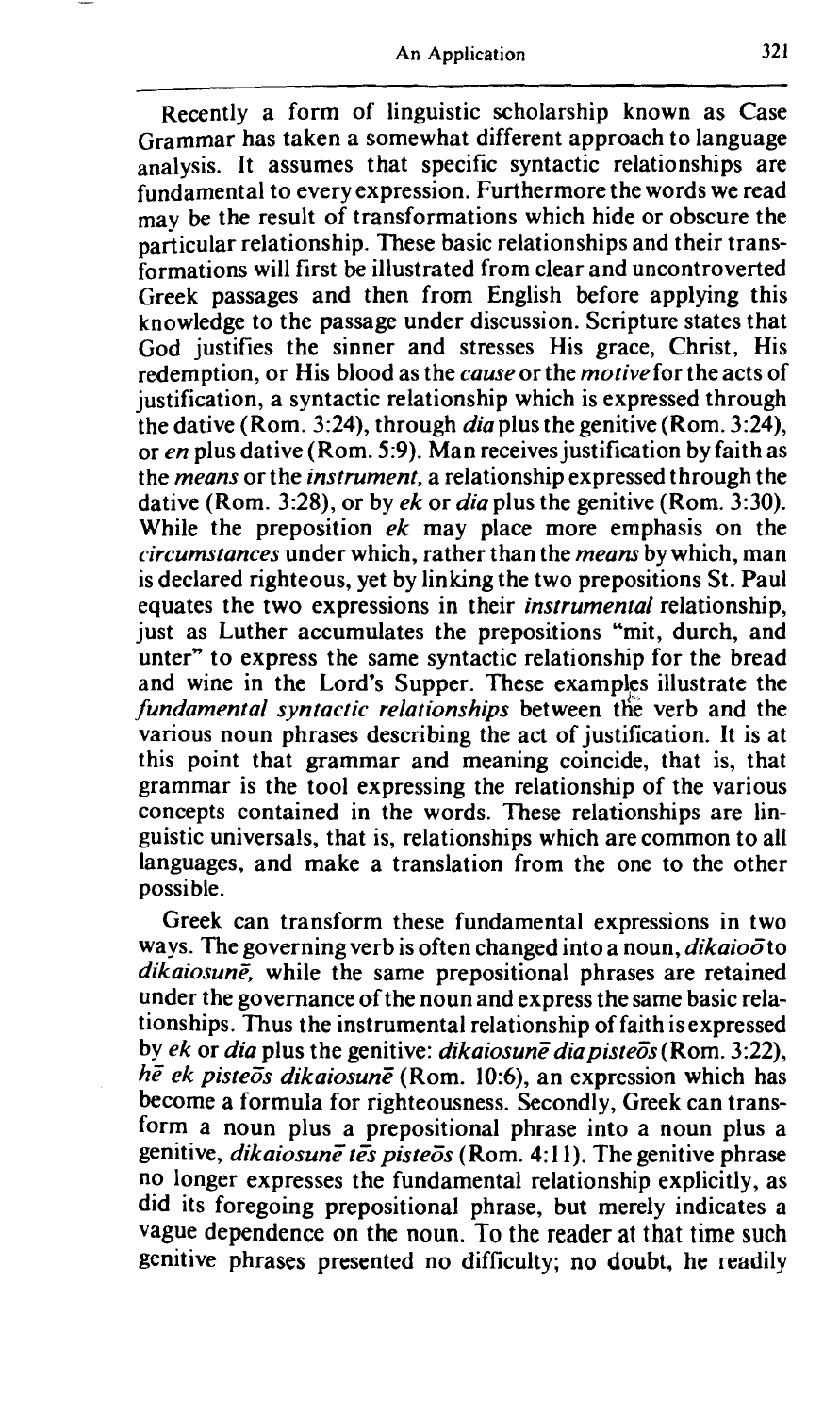Recently a form of linguistic scholarship known as Case Grammar has taken a somewhat different approach to language analysis. It assumes that specific syntactic relationships are fundamental to every expression. Furthermore the words we read may be the result of transformations which hide or obscure the particular relationship. These basic relationships and their transformations will first be illustrated from clear and uncontroverted Greek passages and then from English before applying this knowledge to the passage under discussion. Scripture states that God justifies the sinner and stresses His grace, Christ, His redemption, or His blood as the *cause* or the *motive* for the acts of justification, a syntactic relationship which is expressed through the dative (Rom. 3:24), through *dia* plus the genitive (Rom. 3:24), or *en* plus dative (Rom. 5:9). Man receives justification by faith as the *means* or the *instrument,* a relationship expressed through the dative (Rom. 3:28), or by *ek* or *dia* plus the genitive (Rom. 3:30). While the preposition *ek* may place more emphasis on the *circumstances* under which, rather than the *means* by which, man is declared righteous, yet by linking the two prepositions St. Paul equates the two expressions in their *instrumental* relationship, just as Luther accumulates the prepositions "mit, durch, and unter" to express the same syntactic relationship for the bread and wine in the Lord's Supper. These examples illustrate the *fundamental syntactic relationships* between the verb and the various noun phrases describing the act of justification. It is at this point that grammar and meaning coincide, that is, that grammar is the tool expressing the relationship of the various concepts contained in the words. These relationships are linguistic universals, that is, relationships which are common to all languages, and make a translation from the one to the other possible.

Greek can transform these fundamental expressions in two ways. The governing verb is often changed into a noun, *dikaioō* to *dikaiosunē,* while the same prepositional phrases are retained under the governance of the noun and express the same basic relationships. Thus the instrumental relationship of faith is expressed by *ek* or *dia* plus the genitive: *dikaiosunē dia pisteōs* (Rom. 3:22), *hē ek pisteōs dikaiosunē* (Rom. 10:6), an expression which has become a formula for righteousness. Secondly, Greek can transform a noun plus a prepositional phrase into a noun plus a genitive, *dikaiosunē tēs pisteōs* (Rom. 4:11). The genitive phrase no longer expresses the fundamental relationship explicitly, as did its foregoing prepositional phrase, but merely indicates a vague dependence on the noun. To the reader at that time such genitive phrases presented no difficulty; no doubt, he readily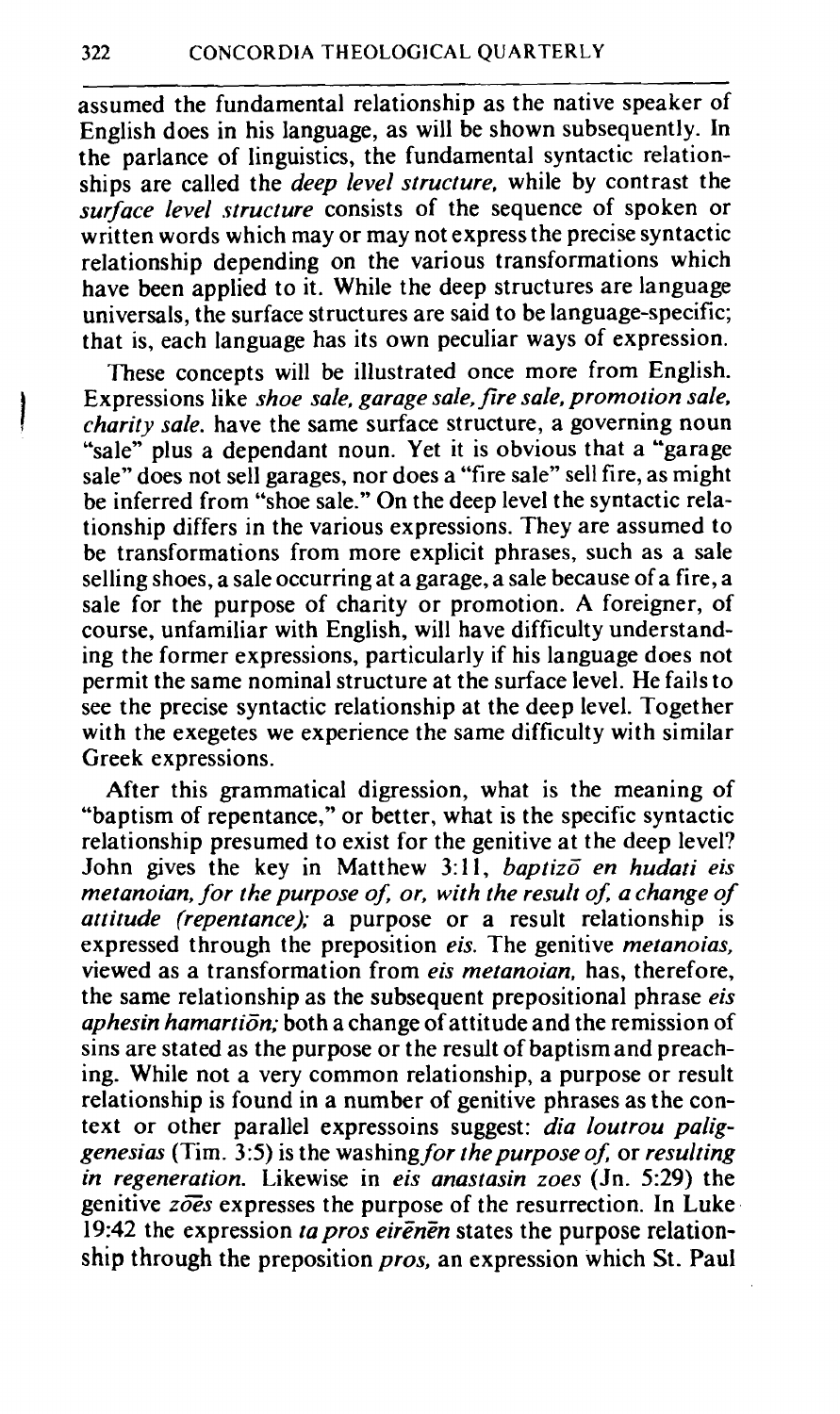assumed the fundamental relationship as the native speaker of English does in his language, as will be shown subsequently. In the parlance of linguistics, the fundamental syntactic relationships are called the *deep level structure*, while by contrast the *surface level structure* consists of the sequence of spoken or written words which may or may not express the precise syntactic relationship depending on the various transformations which have been applied to it. While the deep structures are language universals, the surface structures are said to be language-specific; that is, each language has its own peculiar ways of expression.

These concepts will be illustrated once more from English. Expressions like *shoe sale, garage sale, fire sale, promotion sale, charity sale.* have the same surface structure, a governing noun "sale" plus a dependant noun. Yet it is obvious that a "garage sale" does not sell garages, nor does a "fire sale" sell fire, as might be inferred from "shoe sale." On the deep level the syntactic relationship differs in the various expressions. They are assumed to be transformations from more explicit phrases, such as a sale selling shoes, a sale occurring at a garage, a sale because of a fire, a sale for the purpose of charity or promotion. A foreigner, of course, unfamiliar with English, will have difficulty understanding the former expressions, particularly if his language does not permit the same nominal structure at the surface level. He fails to see the precise syntactic relationship at the deep level. Together with the exegetes we experience the same difficulty with similar Greek expressions.

After this grammatical digression, what is the meaning of "baptism of repentance," or better, what is the specific syntactic relationship presumed to exist for the genitive at the deep level? John gives the key in Matthew 3:11, *baptizō en hudati eis metanoian, for the purpose of, or, with the result of, a change of attitude (repentance);* a purpose or a result relationship is expressed through the preposition *eis*. The genitive *metanoias*, viewed as a transformation from *eis metanoian*, has, therefore, the same relationship as the subsequent prepositional phrase *eis aphesin hamartiōn;* both a change of attitude and the remission of sins are stated as the purpose or the result of baptism and preaching. While not a very common relationship, a purpose or result relationship is found in a number of genitive phrases as the context or other parallel expressoins suggest: *dia loutrou paliggenesias* (Tim. 3:5) is the washing *for the purpose of,* or *resulting in regeneration.* Likewise in *eis anastasin zoes* (Jn. 5:29) the genitive *zōēs* expresses the purpose of the resurrection. In Luke 19:42 the expression *ta pros eirēnēn* states the purpose relationship through the preposition *pros*, an expression which St. Paul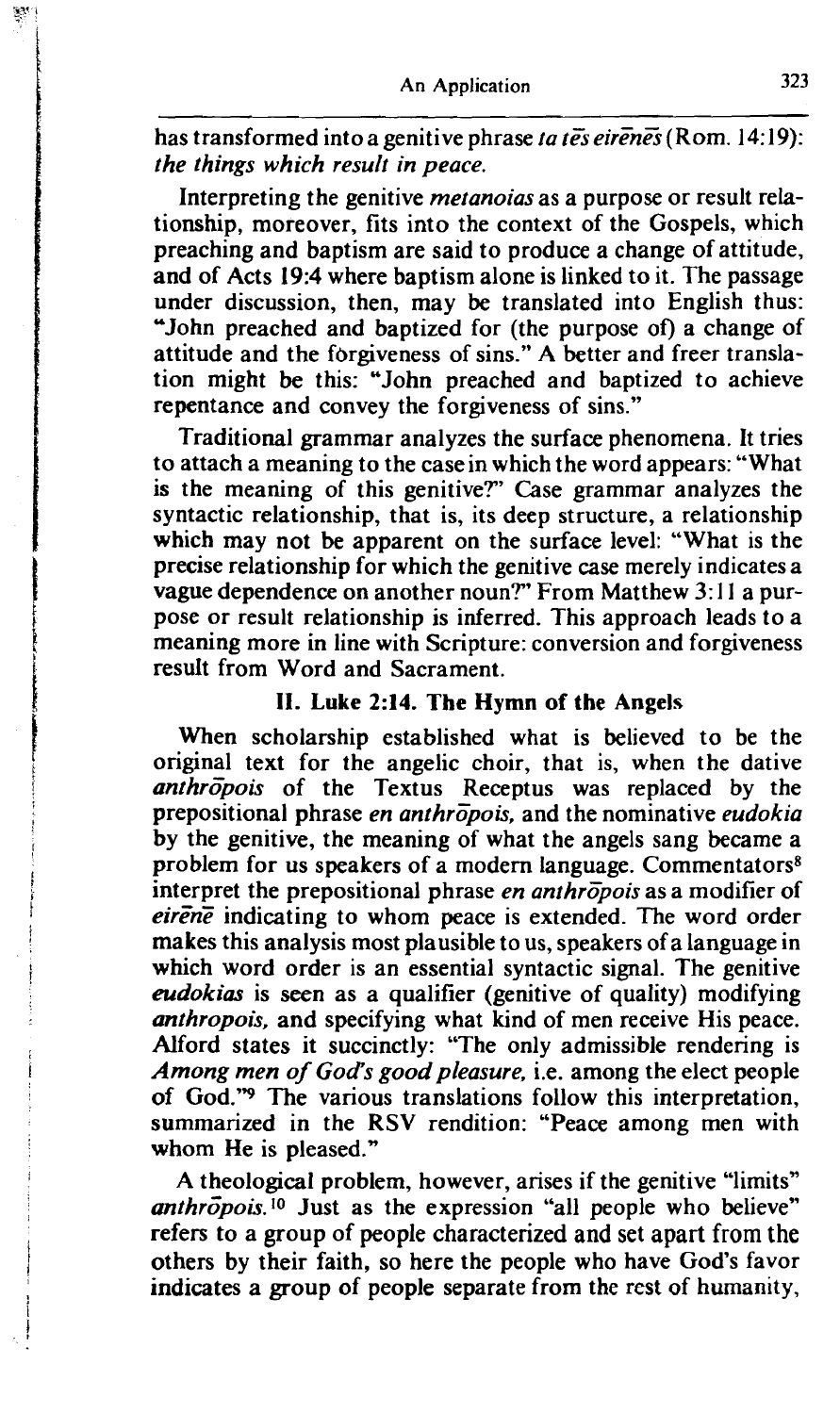has transformed into a genitive phrase *ta tēs eirēnēs* (Rom. 14:19): *the things which result in peace.*

Interpreting the genitive *metanoias* as a purpose or result relationship, moreover, fits into the context of the Gospels, which preaching and baptism are said to produce a change of attitude, and of Acts 19:4 where baptism alone is linked to it. The passage under discussion, then, may be translated into English thus: "John preached and baptized for (the purpose of) a change of attitude and the forgiveness of sins." A better and freer translation might be this: "John preached and baptized to achieve repentance and convey the forgiveness of sins."

Traditional grammar analyzes the surface phenomena. It tries to attach a meaning to the case in which the word appears: "What is the meaning of this genitive?" Case grammar analyzes the syntactic relationship, that is, its deep structure, a relationship which may not be apparent on the surface level: "What is the precise relationship for which the genitive case merely indicates a vague dependence on another noun?" From Matthew 3:11 a purpose or result relationship is inferred. This approach leads to a meaning more in line with Scripture: conversion and forgiveness result from Word and Sacrament.

## II. Luke 2:14. The Hymn of the Angels

When scholarship established what is believed to be the original text for the angelic choir, that is, when the dative *anthrōpois* of the Textus Receptus was replaced by the prepositional phrase *en anthrōpois,* and the nominative *eudokia* by the genitive, the meaning of what the angels sang became a problem for us speakers of a modern language. Commentators[8] interpret the prepositional phrase *en anthrōpois* as a modifier of *eirēnē* indicating to whom peace is extended. The word order makes this analysis most plausible to us, speakers of a language in which word order is an essential syntactic signal. The genitive *eudokias* is seen as a qualifier (genitive of quality) modifying *anthropois,* and specifying what kind of men receive His peace. Alford states it succinctly: "The only admissible rendering is *Among men of God's good pleasure,* i.e. among the elect people of God."[9] The various translations follow this interpretation, summarized in the RSV rendition: "Peace among men with whom He is pleased."

A theological problem, however, arises if the genitive "limits" *anthrōpois.*[10] Just as the expression "all people who believe" refers to a group of people characterized and set apart from the others by their faith, so here the people who have God's favor indicates a group of people separate from the rest of humanity,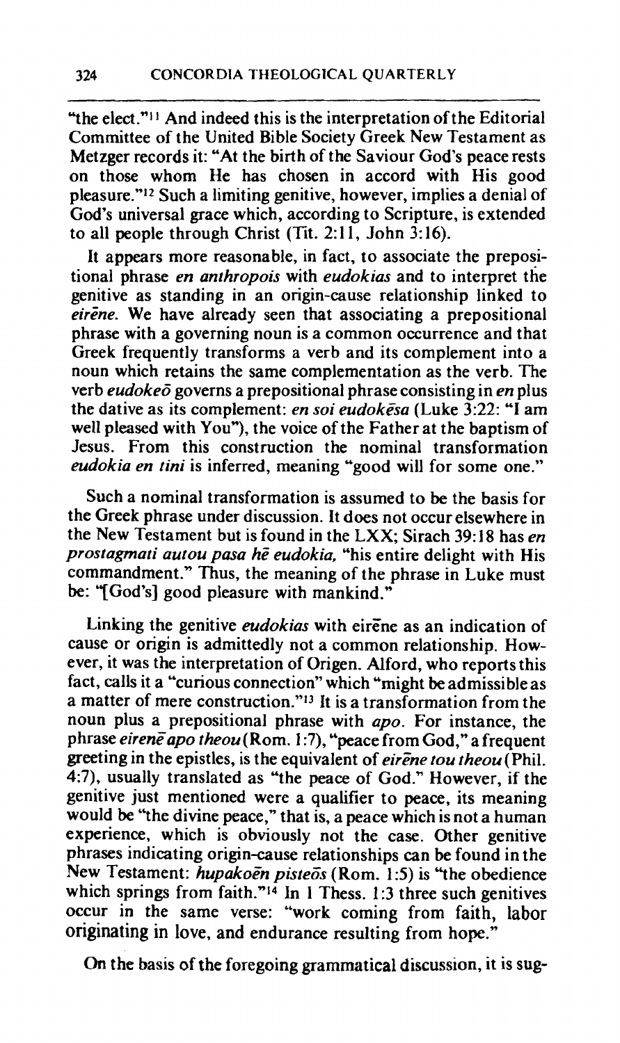"the elect."[11] And indeed this is the interpretation of the Editorial Committee of the United Bible Society Greek New Testament as Metzger records it: "At the birth of the Saviour God's peace rests on those whom He has chosen in accord with His good pleasure."[12] Such a limiting genitive, however, implies a denial of God's universal grace which, according to Scripture, is extended to all people through Christ (Tit. 2:11, John 3:16).

It appears more reasonable, in fact, to associate the prepositional phrase *en anthropois* with *eudokias* and to interpret the genitive as standing in an origin-cause relationship linked to *eirēne*. We have already seen that associating a prepositional phrase with a governing noun is a common occurrence and that Greek frequently transforms a verb and its complement into a noun which retains the same complementation as the verb. The verb *eudokeō* governs a prepositional phrase consisting in *en* plus the dative as its complement: *en soi eudokēsa* (Luke 3:22: "I am well pleased with You"), the voice of the Father at the baptism of Jesus. From this construction the nominal transformation *eudokia en tini* is inferred, meaning "good will for some one."

Such a nominal transformation is assumed to be the basis for the Greek phrase under discussion. It does not occur elsewhere in the New Testament but is found in the LXX; Sirach 39:18 has *en prostagmati autou pasa hē eudokia*, "his entire delight with His commandment." Thus, the meaning of the phrase in Luke must be: "[God's] good pleasure with mankind."

Linking the genitive *eudokias* with eirēne as an indication of cause or origin is admittedly not a common relationship. However, it was the interpretation of Origen. Alford, who reports this fact, calls it a "curious connection" which "might be admissible as a matter of mere construction."[13] It is a transformation from the noun plus a prepositional phrase with *apo*. For instance, the phrase *eirēnē apo theou* (Rom. 1:7), "peace from God," a frequent greeting in the epistles, is the equivalent of *eirēne tou theou* (Phil. 4:7), usually translated as "the peace of God." However, if the genitive just mentioned were a qualifier to peace, its meaning would be "the divine peace," that is, a peace which is not a human experience, which is obviously not the case. Other genitive phrases indicating origin-cause relationships can be found in the New Testament: *hupakoēn pisteōs* (Rom. 1:5) is "the obedience which springs from faith."[14] In 1 Thess. 1:3 three such genitives occur in the same verse: "work coming from faith, labor originating in love, and endurance resulting from hope."

On the basis of the foregoing grammatical discussion, it is sug-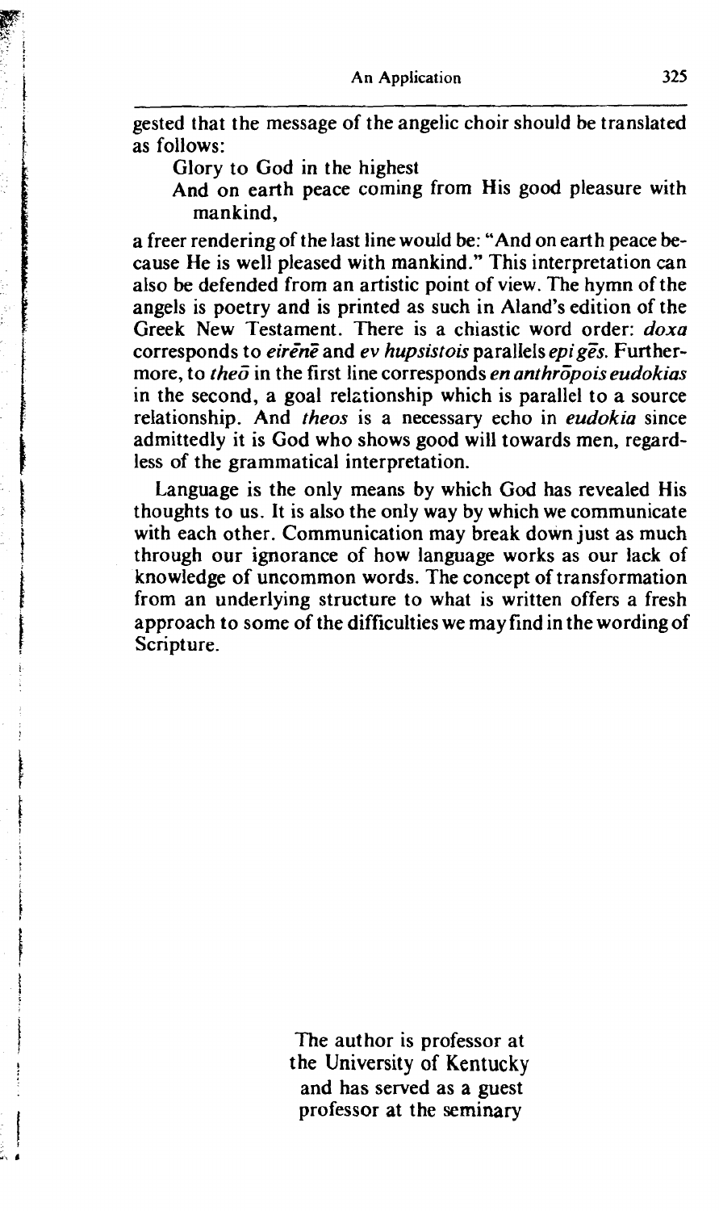gested that the message of the angelic choir should be translated as follows:

> Glory to God in the highest
> And on earth peace coming from His good pleasure with mankind,

a freer rendering of the last line would be: "And on earth peace because He is well pleased with mankind." This interpretation can also be defended from an artistic point of view. The hymn of the angels is poetry and is printed as such in Aland's edition of the Greek New Testament. There is a chiastic word order: *doxa* corresponds to *eirēnē* and *ev hupsistois* parallels *epi gēs*. Furthermore, to *theō* in the first line corresponds *en anthrōpois eudokias* in the second, a goal relationship which is parallel to a source relationship. And *theos* is a necessary echo in *eudokia* since admittedly it is God who shows good will towards men, regardless of the grammatical interpretation.

Language is the only means by which God has revealed His thoughts to us. It is also the only way by which we communicate with each other. Communication may break down just as much through our ignorance of how language works as our lack of knowledge of uncommon words. The concept of transformation from an underlying structure to what is written offers a fresh approach to some of the difficulties we may find in the wording of Scripture.

The author is professor at the University of Kentucky and has served as a guest professor at the seminary